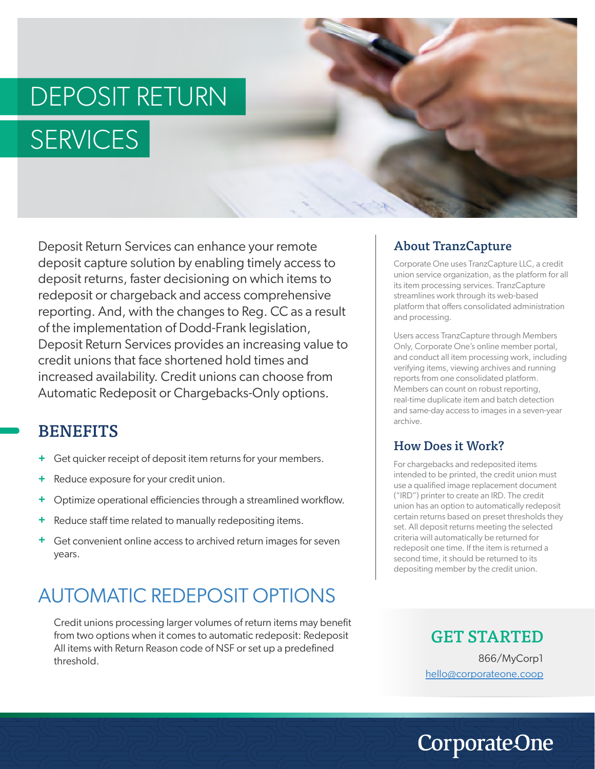# DEPOSIT RETURN SERVICES

Deposit Return Services can enhance your remote deposit capture solution by enabling timely access to deposit returns, faster decisioning on which items to redeposit or chargeback and access comprehensive reporting. And, with the changes to Reg. CC as a result of the implementation of Dodd-Frank legislation, Deposit Return Services provides an increasing value to credit unions that face shortened hold times and increased availability. Credit unions can choose from Automatic Redeposit or Chargebacks-Only options.

## BENEFITS

- Get quicker receipt of deposit item returns for your members.
- Reduce exposure for your credit union.
- Optimize operational efficiencies through a streamlined workflow.
- Reduce staff time related to manually redepositing items.
- Get convenient online access to archived return images for seven years.

## AUTOMATIC REDEPOSIT OPTIONS

Credit unions processing larger volumes of return items may benefit from two options when it comes to automatic redeposit: Redeposit All items with Return Reason code of NSF or set up a predefined threshold.

### About TranzCapture

Corporate One uses TranzCapture LLC, a credit union service organization, as the platform for all its item processing services. TranzCapture streamlines work through its web-based platform that offers consolidated administration and processing.

Users access TranzCapture through Members Only, Corporate One's online member portal, and conduct all item processing work, including verifying items, viewing archives and running reports from one consolidated platform. Members can count on robust reporting, real-time duplicate item and batch detection and same-day access to images in a seven-year archive.

### How Does it Work?

For chargebacks and redeposited items intended to be printed, the credit union must use a qualified image replacement document ("IRD") printer to create an IRD. The credit union has an option to automatically redeposit certain returns based on preset thresholds they set. All deposit returns meeting the selected criteria will automatically be returned for redeposit one time. If the item is returned a second time, it should be returned to its depositing member by the credit union.

## GET STARTED

866/MyCorp1

hello@corporateone.coop

CorporateOne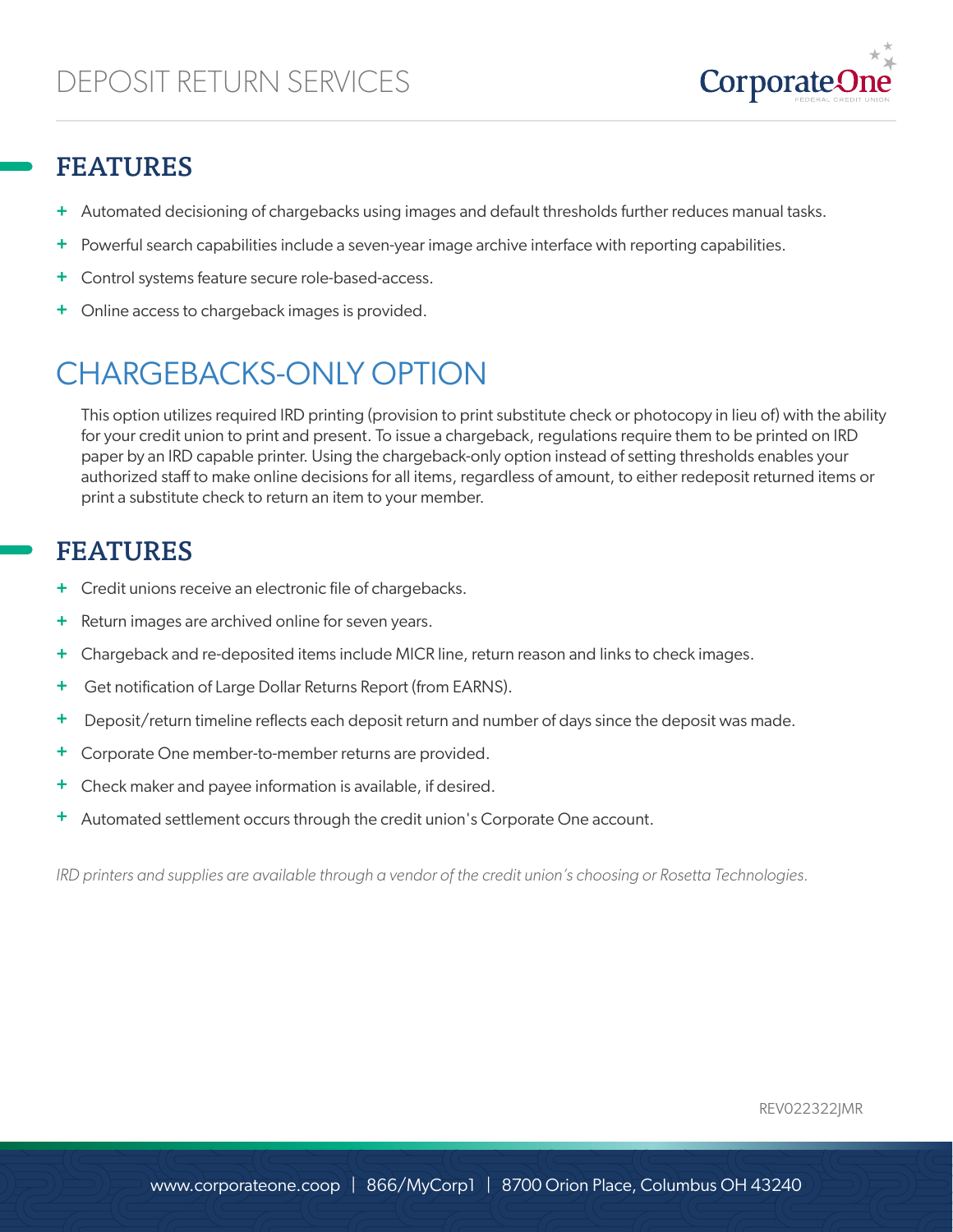# DEPOSIT RETURN SERVICES

## FEATURES

+ Automated decisioning of chargebacks using images and default thresholds further reduces manual tasks.
+ Powerful search capabilities include a seven-year image archive interface with reporting capabilities.
+ Control systems feature secure role-based-access.
+ Online access to chargeback images is provided.

## CHARGEBACKS-ONLY OPTION

This option utilizes required IRD printing (provision to print substitute check or photocopy in lieu of) with the ability for your credit union to print and present. To issue a chargeback, regulations require them to be printed on IRD paper by an IRD capable printer. Using the chargeback-only option instead of setting thresholds enables your authorized staff to make online decisions for all items, regardless of amount, to either redeposit returned items or print a substitute check to return an item to your member.

## FEATURES

+ Credit unions receive an electronic file of chargebacks.
+ Return images are archived online for seven years.
+ Chargeback and re-deposited items include MICR line, return reason and links to check images.
+ Get notification of Large Dollar Returns Report (from EARNS).
+ Deposit/return timeline reflects each deposit return and number of days since the deposit was made.
+ Corporate One member-to-member returns are provided.
+ Check maker and payee information is available, if desired.
+ Automated settlement occurs through the credit union's Corporate One account.

*IRD printers and supplies are available through a vendor of the credit union's choosing or Rosetta Technologies.*

REV022322JMR

www.corporateone.coop | 866/MyCorp1 | 8700 Orion Place, Columbus OH 43240